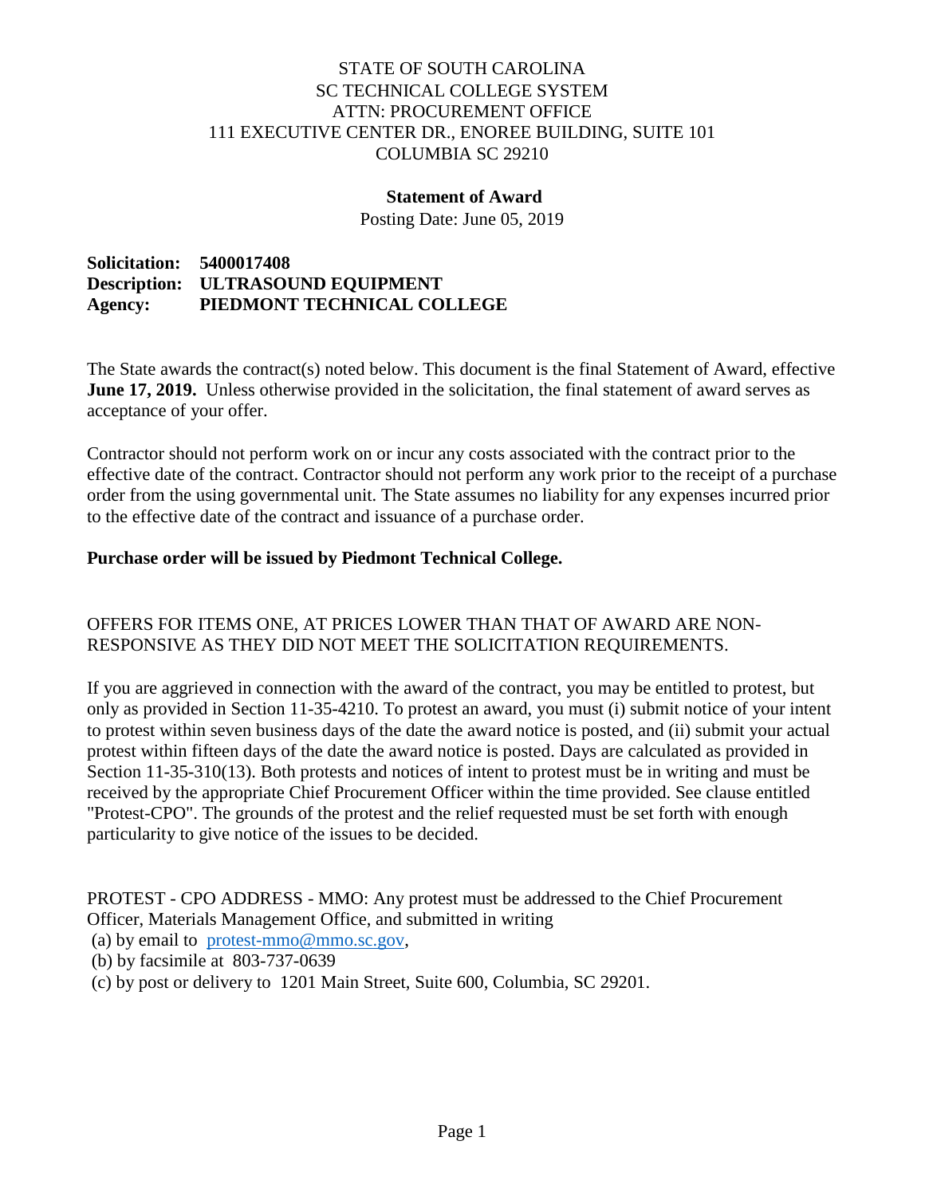STATE OF SOUTH CAROLINA
SC TECHNICAL COLLEGE SYSTEM
ATTN: PROCUREMENT OFFICE
111 EXECUTIVE CENTER DR., ENOREE BUILDING, SUITE 101
COLUMBIA SC 29210

## Statement of Award

Posting Date: June 05, 2019

**Solicitation: 5400017408**
**Description: ULTRASOUND EQUIPMENT**
**Agency: PIEDMONT TECHNICAL COLLEGE**

The State awards the contract(s) noted below. This document is the final Statement of Award, effective **June 17, 2019.** Unless otherwise provided in the solicitation, the final statement of award serves as acceptance of your offer.

Contractor should not perform work on or incur any costs associated with the contract prior to the effective date of the contract. Contractor should not perform any work prior to the receipt of a purchase order from the using governmental unit. The State assumes no liability for any expenses incurred prior to the effective date of the contract and issuance of a purchase order.

**Purchase order will be issued by Piedmont Technical College.**

OFFERS FOR ITEMS ONE, AT PRICES LOWER THAN THAT OF AWARD ARE NON-RESPONSIVE AS THEY DID NOT MEET THE SOLICITATION REQUIREMENTS.

If you are aggrieved in connection with the award of the contract, you may be entitled to protest, but only as provided in Section 11-35-4210. To protest an award, you must (i) submit notice of your intent to protest within seven business days of the date the award notice is posted, and (ii) submit your actual protest within fifteen days of the date the award notice is posted. Days are calculated as provided in Section 11-35-310(13). Both protests and notices of intent to protest must be in writing and must be received by the appropriate Chief Procurement Officer within the time provided. See clause entitled "Protest-CPO". The grounds of the protest and the relief requested must be set forth with enough particularity to give notice of the issues to be decided.

PROTEST - CPO ADDRESS - MMO: Any protest must be addressed to the Chief Procurement Officer, Materials Management Office, and submitted in writing
(a) by email to protest-mmo@mmo.sc.gov,
(b) by facsimile at 803-737-0639
(c) by post or delivery to 1201 Main Street, Suite 600, Columbia, SC 29201.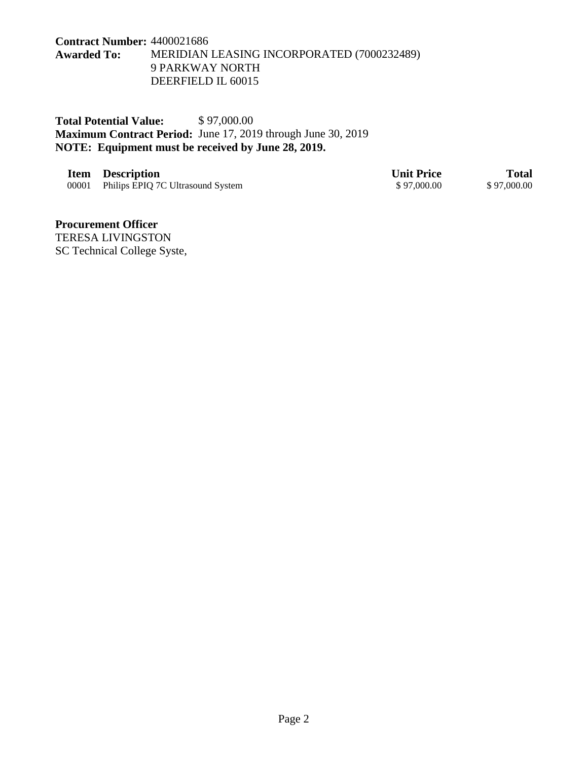**Contract Number:** 4400021686
**Awarded To:** MERIDIAN LEASING INCORPORATED (7000232489)
9 PARKWAY NORTH
DEERFIELD IL 60015

**Total Potential Value:** $ 97,000.00
**Maximum Contract Period:** June 17, 2019 through June 30, 2019
**NOTE: Equipment must be received by June 28, 2019.**

| Item | Description | Unit Price | Total |
|---|---|---|---|
| 00001 | Philips EPIQ 7C Ultrasound System | $ 97,000.00 | $ 97,000.00 |

**Procurement Officer**
TERESA LIVINGSTON
SC Technical College Syste,